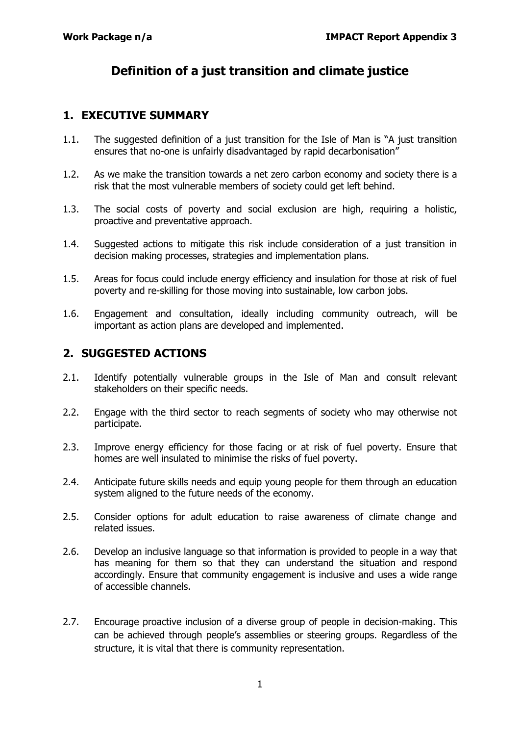# Definition of a just transition and climate justice

## 1. EXECUTIVE SUMMARY

1.1. The suggested definition of a just transition for the Isle of Man is "A just transition ensures that no-one is unfairly disadvantaged by rapid decarbonisation"

1.2. As we make the transition towards a net zero carbon economy and society there is a risk that the most vulnerable members of society could get left behind.

1.3. The social costs of poverty and social exclusion are high, requiring a holistic, proactive and preventative approach.

1.4. Suggested actions to mitigate this risk include consideration of a just transition in decision making processes, strategies and implementation plans.

1.5. Areas for focus could include energy efficiency and insulation for those at risk of fuel poverty and re-skilling for those moving into sustainable, low carbon jobs.

1.6. Engagement and consultation, ideally including community outreach, will be important as action plans are developed and implemented.

## 2. SUGGESTED ACTIONS

2.1. Identify potentially vulnerable groups in the Isle of Man and consult relevant stakeholders on their specific needs.

2.2. Engage with the third sector to reach segments of society who may otherwise not participate.

2.3. Improve energy efficiency for those facing or at risk of fuel poverty. Ensure that homes are well insulated to minimise the risks of fuel poverty.

2.4. Anticipate future skills needs and equip young people for them through an education system aligned to the future needs of the economy.

2.5. Consider options for adult education to raise awareness of climate change and related issues.

2.6. Develop an inclusive language so that information is provided to people in a way that has meaning for them so that they can understand the situation and respond accordingly. Ensure that community engagement is inclusive and uses a wide range of accessible channels.

2.7. Encourage proactive inclusion of a diverse group of people in decision-making. This can be achieved through people's assemblies or steering groups. Regardless of the structure, it is vital that there is community representation.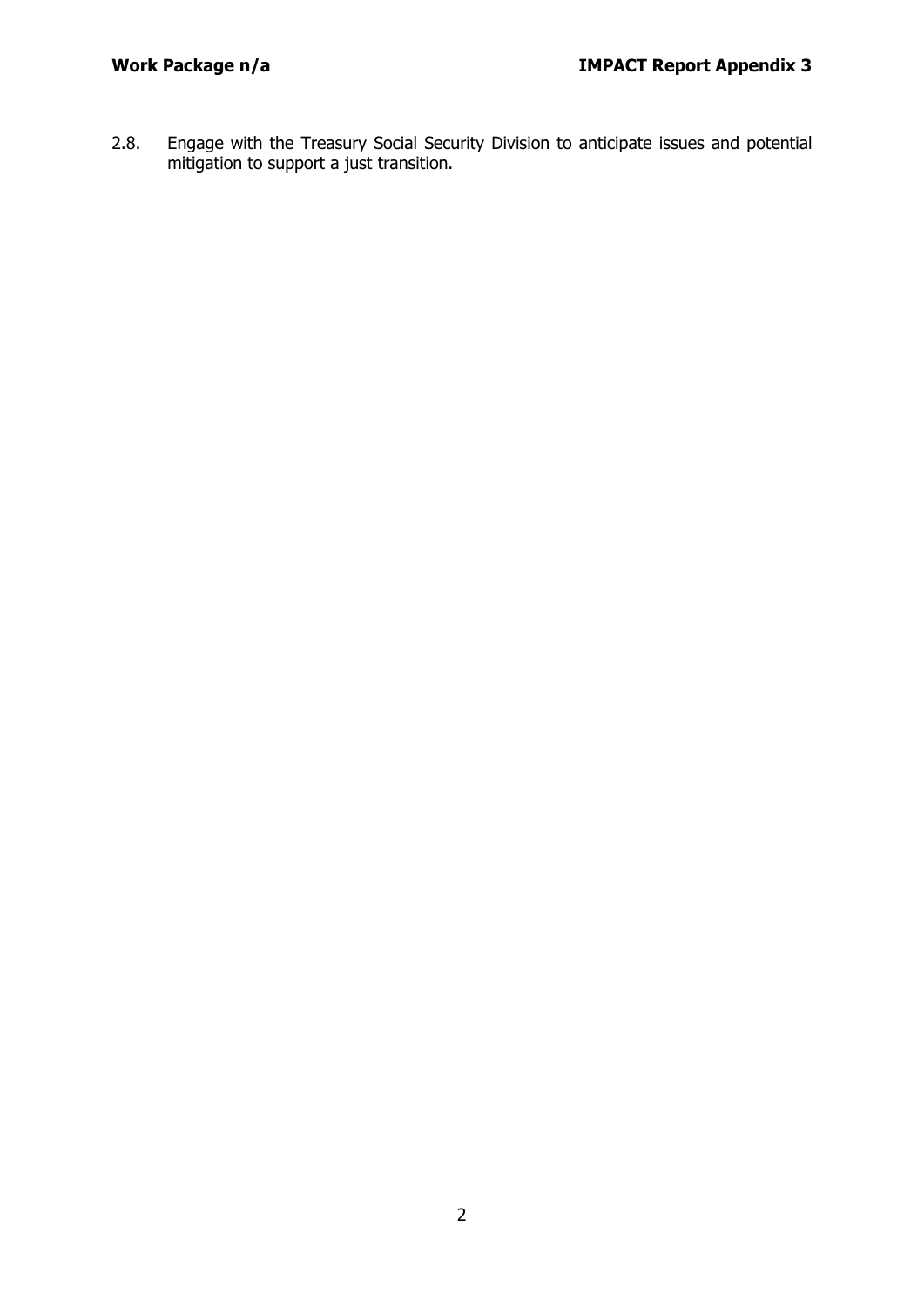2.8. Engage with the Treasury Social Security Division to anticipate issues and potential mitigation to support a just transition.